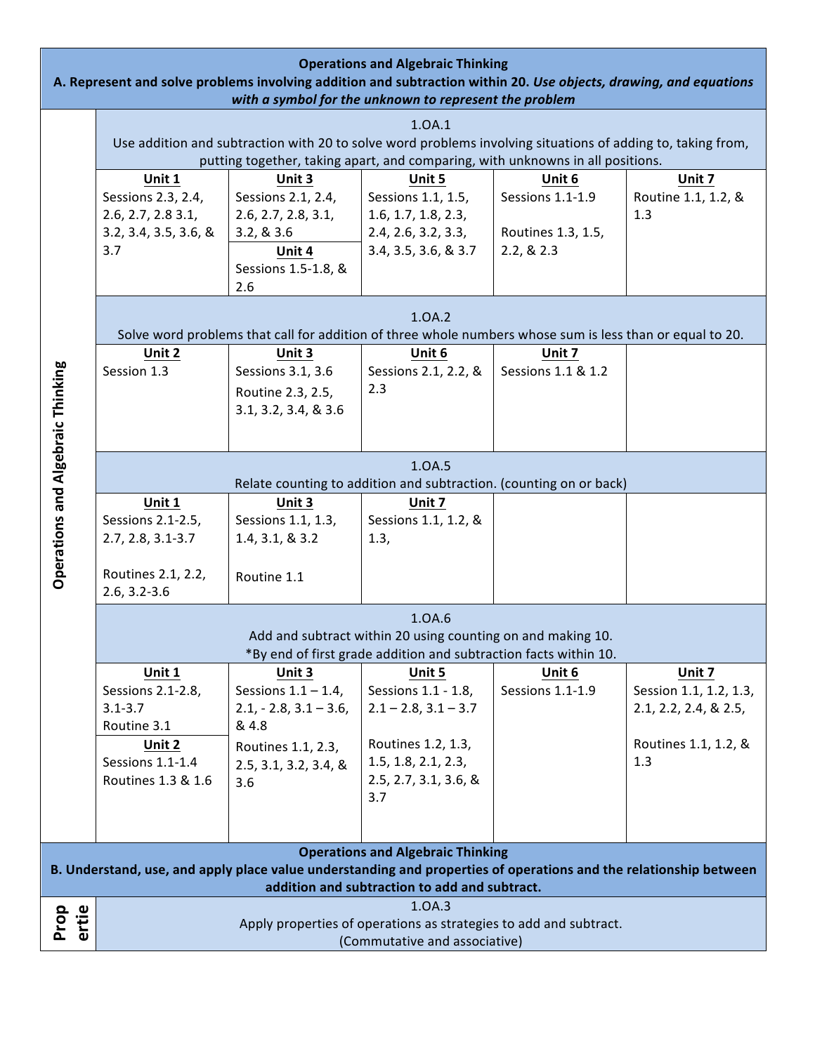**Operations and Algebraic Thinking**

**A. Represent and solve problems involving addition and subtraction within 20. *Use objects, drawing, and equations with a symbol for the unknown to represent the problem***

**Operations and Algebraic Thinking**

**1.OA.1**
Use addition and subtraction with 20 to solve word problems involving situations of adding to, taking from, putting together, taking apart, and comparing, with unknowns in all positions.

| **Unit 1** | **Unit 3** | **Unit 5** | **Unit 6** | **Unit 7** |
|---|---|---|---|---|
| Sessions 2.3, 2.4, 2.6, 2.7, 2.8 3.1, 3.2, 3.4, 3.5, 3.6, & 3.7 | Sessions 2.1, 2.4, 2.6, 2.7, 2.8, 3.1, 3.2, & 3.6<br>**Unit 4**<br>Sessions 1.5-1.8, & 2.6 | Sessions 1.1, 1.5, 1.6, 1.7, 1.8, 2.3, 2.4, 2.6, 3.2, 3.3, 3.4, 3.5, 3.6, & 3.7 | Sessions 1.1-1.9<br><br>Routines 1.3, 1.5, 2.2, & 2.3 | Routine 1.1, 1.2, & 1.3 |

**1.OA.2**
Solve word problems that call for addition of three whole numbers whose sum is less than or equal to 20.

| **Unit 2** | **Unit 3** | **Unit 6** | **Unit 7** | |
|---|---|---|---|---|
| Session 1.3 | Sessions 3.1, 3.6<br>Routine 2.3, 2.5, 3.1, 3.2, 3.4, & 3.6 | Sessions 2.1, 2.2, & 2.3 | Sessions 1.1 & 1.2 | |

**1.OA.5**
Relate counting to addition and subtraction. (counting on or back)

| **Unit 1** | **Unit 3** | **Unit 7** | | |
|---|---|---|---|---|
| Sessions 2.1-2.5, 2.7, 2.8, 3.1-3.7<br><br>Routines 2.1, 2.2, 2.6, 3.2-3.6 | Sessions 1.1, 1.3, 1.4, 3.1, & 3.2<br><br>Routine 1.1 | Sessions 1.1, 1.2, & 1.3, | | |

**1.OA.6**
Add and subtract within 20 using counting on and making 10.
*By end of first grade addition and subtraction facts within 10.

| **Unit 1** | **Unit 3** | **Unit 5** | **Unit 6** | **Unit 7** |
|---|---|---|---|---|
| Sessions 2.1-2.8, 3.1-3.7<br>Routine 3.1<br>**Unit 2**<br>Sessions 1.1-1.4<br>Routines 1.3 & 1.6 | Sessions 1.1 – 1.4, 2.1, - 2.8, 3.1 – 3.6, & 4.8<br>Routines 1.1, 2.3, 2.5, 3.1, 3.2, 3.4, & 3.6 | Sessions 1.1 - 1.8, 2.1 – 2.8, 3.1 – 3.7<br><br>Routines 1.2, 1.3, 1.5, 1.8, 2.1, 2.3, 2.5, 2.7, 3.1, 3.6, & 3.7 | Sessions 1.1-1.9 | Session 1.1, 1.2, 1.3, 2.1, 2.2, 2.4, & 2.5,<br><br>Routines 1.1, 1.2, & 1.3 |

**Operations and Algebraic Thinking**

**B. Understand, use, and apply place value understanding and properties of operations and the relationship between addition and subtraction to add and subtract.**

**Properties**

**1.OA.3**
Apply properties of operations as strategies to add and subtract.
(Commutative and associative)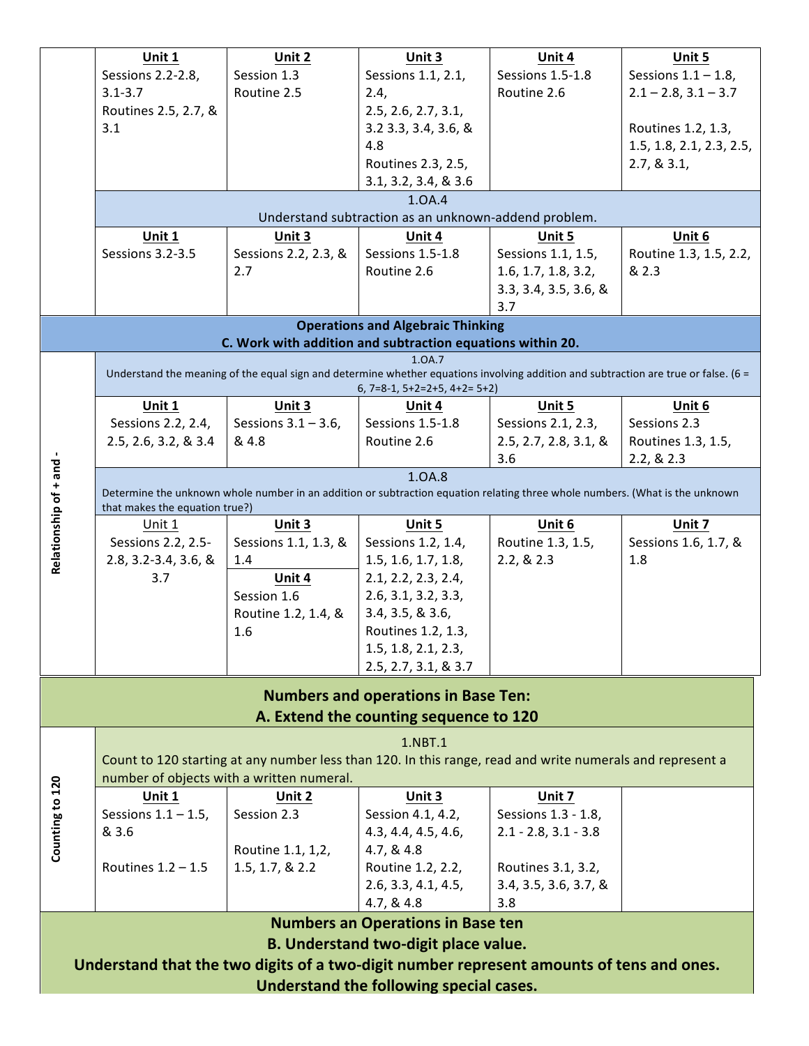| | Unit 1 | Unit 2 | Unit 3 | Unit 4 | Unit 5 |
|---|---|---|---|---|---|
| | Sessions 2.2-2.8, 3.1-3.7<br>Routines 2.5, 2.7, & 3.1 | Session 1.3<br>Routine 2.5 | Sessions 1.1, 2.1, 2.4,<br>2.5, 2.6, 2.7, 3.1, 3.2 3.3, 3.4, 3.6, & 4.8<br>Routines 2.3, 2.5, 3.1, 3.2, 3.4, & 3.6 | Sessions 1.5-1.8<br>Routine 2.6 | Sessions 1.1 – 1.8, 2.1 – 2.8, 3.1 – 3.7<br>Routines 1.2, 1.3, 1.5, 1.8, 2.1, 2.3, 2.5, 2.7, & 3.1, |
| | **1.OA.4** Understand subtraction as an unknown-addend problem. | | | | |
| | **Unit 1** | **Unit 3** | **Unit 4** | **Unit 5** | **Unit 6** |
| | Sessions 3.2-3.5 | Sessions 2.2, 2.3, & 2.7 | Sessions 1.5-1.8<br>Routine 2.6 | Sessions 1.1, 1.5, 1.6, 1.7, 1.8, 3.2, 3.3, 3.4, 3.5, 3.6, & 3.7 | Routine 1.3, 1.5, 2.2, & 2.3 |

**Operations and Algebraic Thinking**
**C. Work with addition and subtraction equations within 20.**

| Relationship of + and - | | | | | |
|---|---|---|---|---|---|
| | **1.OA.7** Understand the meaning of the equal sign and determine whether equations involving addition and subtraction are true or false. (6 = 6, 7=8-1, 5+2=2+5, 4+2= 5+2) | | | | |
| | **Unit 1** | **Unit 3** | **Unit 4** | **Unit 5** | **Unit 6** |
| | Sessions 2.2, 2.4, 2.5, 2.6, 3.2, & 3.4 | Sessions 3.1 – 3.6, & 4.8 | Sessions 1.5-1.8<br>Routine 2.6 | Sessions 2.1, 2.3, 2.5, 2.7, 2.8, 3.1, & 3.6 | Sessions 2.3<br>Routines 1.3, 1.5, 2.2, & 2.3 |
| | **1.OA.8** Determine the unknown whole number in an addition or subtraction equation relating three whole numbers. (What is the unknown that makes the equation true?) | | | | |
| | Unit 1 | **Unit 3** | **Unit 5** | **Unit 6** | **Unit 7** |
| | Sessions 2.2, 2.5-2.8, 3.2-3.4, 3.6, & 3.7 | Sessions 1.1, 1.3, & 1.4<br>**Unit 4**<br>Session 1.6<br>Routine 1.2, 1.4, & 1.6 | Sessions 1.2, 1.4, 1.5, 1.6, 1.7, 1.8, 2.1, 2.2, 2.3, 2.4, 2.6, 3.1, 3.2, 3.3, 3.4, 3.5, & 3.6,<br>Routines 1.2, 1.3, 1.5, 1.8, 2.1, 2.3, 2.5, 2.7, 3.1, & 3.7 | Routine 1.3, 1.5, 2.2, & 2.3 | Sessions 1.6, 1.7, & 1.8 |

**Numbers and operations in Base Ten:**
**A. Extend the counting sequence to 120**

| Counting to 120 | | | | | |
|---|---|---|---|---|---|
| | **1.NBT.1** Count to 120 starting at any number less than 120. In this range, read and write numerals and represent a number of objects with a written numeral. | | | | |
| | **Unit 1** | **Unit 2** | **Unit 3** | **Unit 7** | |
| | Sessions 1.1 – 1.5, & 3.6<br>Routines 1.2 – 1.5 | Session 2.3<br>Routine 1.1, 1,2, 1.5, 1.7, & 2.2 | Session 4.1, 4.2, 4.3, 4.4, 4.5, 4.6, 4.7, & 4.8<br>Routine 1.2, 2.2, 2.6, 3.3, 4.1, 4.5, 4.7, & 4.8 | Sessions 1.3 - 1.8, 2.1 - 2.8, 3.1 - 3.8<br>Routines 3.1, 3.2, 3.4, 3.5, 3.6, 3.7, & 3.8 | |

**Numbers an Operations in Base ten**
**B. Understand two-digit place value.**
**Understand that the two digits of a two-digit number represent amounts of tens and ones.**
**Understand the following special cases.**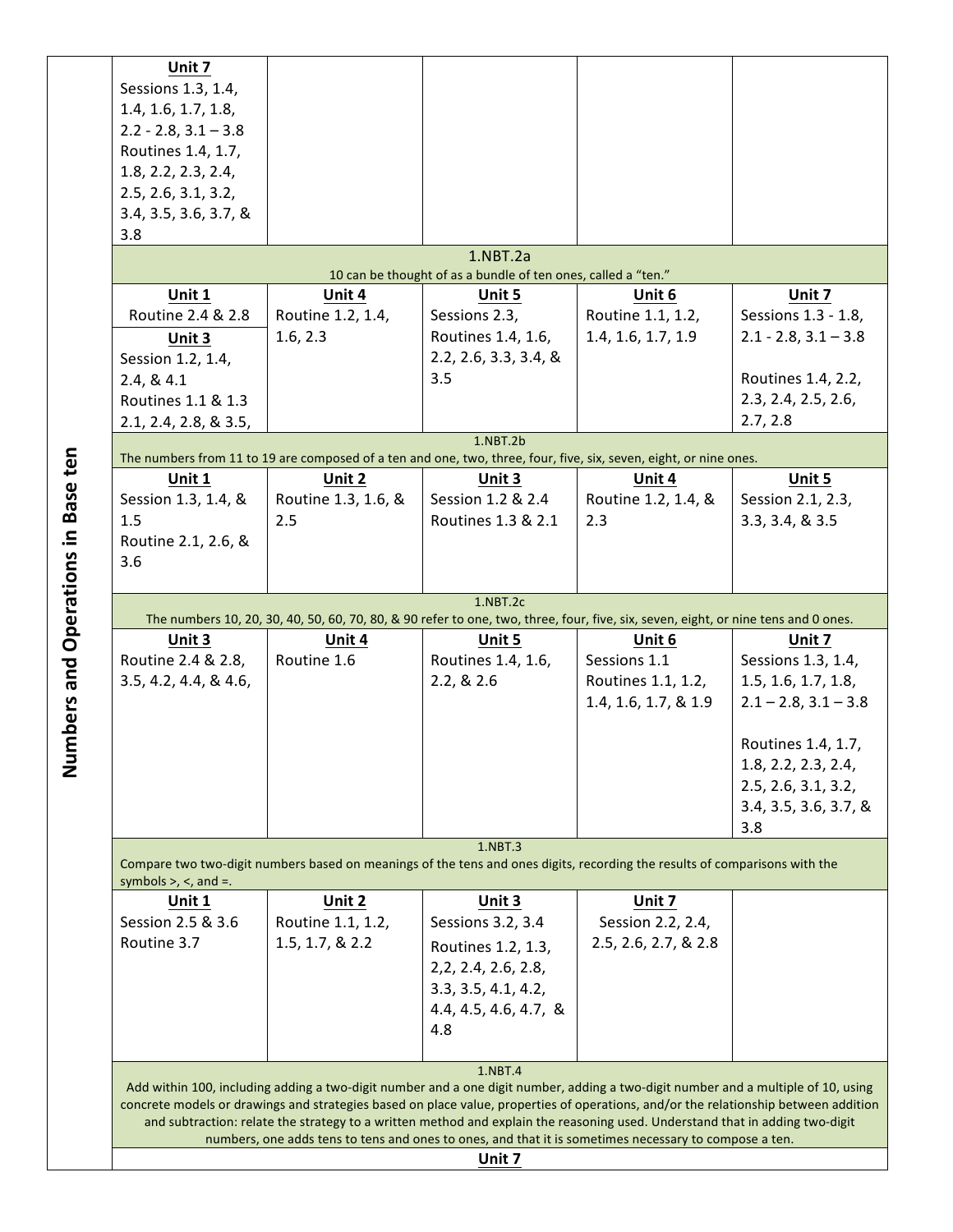| Numbers and Operations in Base ten | | | | | |
|---|---|---|---|---|---|
| | **Unit 7** Sessions 1.3, 1.4, 1.4, 1.6, 1.7, 1.8, 2.2 - 2.8, 3.1 – 3.8 Routines 1.4, 1.7, 1.8, 2.2, 2.3, 2.4, 2.5, 2.6, 3.1, 3.2, 3.4, 3.5, 3.6, 3.7, & 3.8 | | | | |
| | 1.NBT.2a 10 can be thought of as a bundle of ten ones, called a "ten." | | | | |
| | **Unit 1** Routine 2.4 & 2.8 **Unit 3** Session 1.2, 1.4, 2.4, & 4.1 Routines 1.1 & 1.3 2.1, 2.4, 2.8, & 3.5, | **Unit 4** Routine 1.2, 1.4, 1.6, 2.3 | **Unit 5** Sessions 2.3, Routines 1.4, 1.6, 2.2, 2.6, 3.3, 3.4, & 3.5 | **Unit 6** Routine 1.1, 1.2, 1.4, 1.6, 1.7, 1.9 | **Unit 7** Sessions 1.3 - 1.8, 2.1 - 2.8, 3.1 – 3.8 Routines 1.4, 2.2, 2.3, 2.4, 2.5, 2.6, 2.7, 2.8 |
| | 1.NBT.2b The numbers from 11 to 19 are composed of a ten and one, two, three, four, five, six, seven, eight, or nine ones. | | | | |
| | **Unit 1** Session 1.3, 1.4, & 1.5 Routine 2.1, 2.6, & 3.6 | **Unit 2** Routine 1.3, 1.6, & 2.5 | **Unit 3** Session 1.2 & 2.4 Routines 1.3 & 2.1 | **Unit 4** Routine 1.2, 1.4, & 2.3 | **Unit 5** Session 2.1, 2.3, 3.3, 3.4, & 3.5 |
| | 1.NBT.2c The numbers 10, 20, 30, 40, 50, 60, 70, 80, & 90 refer to one, two, three, four, five, six, seven, eight, or nine tens and 0 ones. | | | | |
| | **Unit 3** Routine 2.4 & 2.8, 3.5, 4.2, 4.4, & 4.6, | **Unit 4** Routine 1.6 | **Unit 5** Routines 1.4, 1.6, 2.2, & 2.6 | **Unit 6** Sessions 1.1 Routines 1.1, 1.2, 1.4, 1.6, 1.7, & 1.9 | **Unit 7** Sessions 1.3, 1.4, 1.5, 1.6, 1.7, 1.8, 2.1 – 2.8, 3.1 – 3.8 Routines 1.4, 1.7, 1.8, 2.2, 2.3, 2.4, 2.5, 2.6, 3.1, 3.2, 3.4, 3.5, 3.6, 3.7, & 3.8 |
| | 1.NBT.3 Compare two two-digit numbers based on meanings of the tens and ones digits, recording the results of comparisons with the symbols >, <, and =. | | | | |
| | **Unit 1** Session 2.5 & 3.6 Routine 3.7 | **Unit 2** Routine 1.1, 1.2, 1.5, 1.7, & 2.2 | **Unit 3** Sessions 3.2, 3.4 Routines 1.2, 1.3, 2,2, 2.4, 2.6, 2.8, 3.3, 3.5, 4.1, 4.2, 4.4, 4.5, 4.6, 4.7, & 4.8 | **Unit 7** Session 2.2, 2.4, 2.5, 2.6, 2.7, & 2.8 | |
| | 1.NBT.4 Add within 100, including adding a two-digit number and a one digit number, adding a two-digit number and a multiple of 10, using concrete models or drawings and strategies based on place value, properties of operations, and/or the relationship between addition and subtraction: relate the strategy to a written method and explain the reasoning used. Understand that in adding two-digit numbers, one adds tens to tens and ones to ones, and that it is sometimes necessary to compose a ten. | | | | |
| | **Unit 7** | | | | |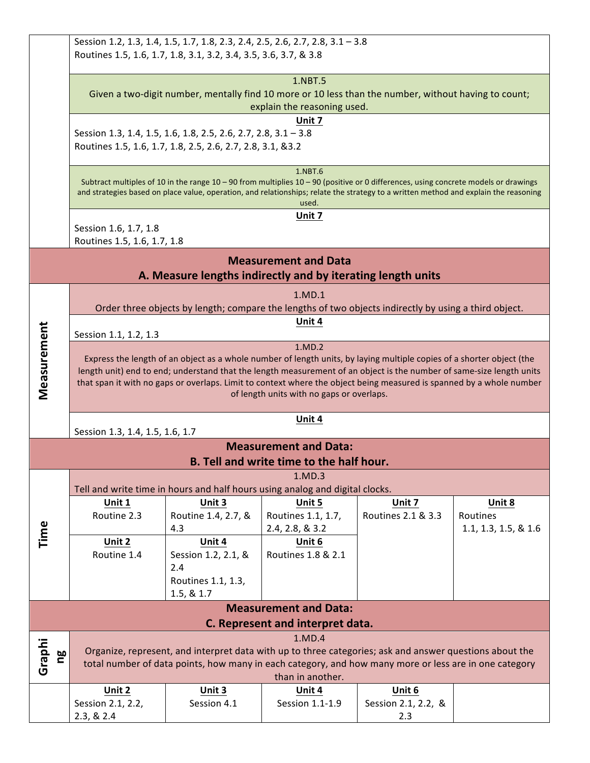Session 1.2, 1.3, 1.4, 1.5, 1.7, 1.8, 2.3, 2.4, 2.5, 2.6, 2.7, 2.8, 3.1 – 3.8
Routines 1.5, 1.6, 1.7, 1.8, 3.1, 3.2, 3.4, 3.5, 3.6, 3.7, & 3.8

**1.NBT.5**
Given a two-digit number, mentally find 10 more or 10 less than the number, without having to count; explain the reasoning used.

**Unit 7**
Session 1.3, 1.4, 1.5, 1.6, 1.8, 2.5, 2.6, 2.7, 2.8, 3.1 – 3.8
Routines 1.5, 1.6, 1.7, 1.8, 2.5, 2.6, 2.7, 2.8, 3.1, &3.2

**1.NBT.6**
Subtract multiples of 10 in the range 10 – 90 from multiples 10 – 90 (positive or 0 differences, using concrete models or drawings and strategies based on place value, operation, and relationships; relate the strategy to a written method and explain the reasoning used.

**Unit 7**
Session 1.6, 1.7, 1.8
Routines 1.5, 1.6, 1.7, 1.8

## Measurement and Data
## A. Measure lengths indirectly and by iterating length units

### Measurement

**1.MD.1**
Order three objects by length; compare the lengths of two objects indirectly by using a third object.

**Unit 4**
Session 1.1, 1.2, 1.3

**1.MD.2**
Express the length of an object as a whole number of length units, by laying multiple copies of a shorter object (the length unit) end to end; understand that the length measurement of an object is the number of same-size length units that span it with no gaps or overlaps. Limit to context where the object being measured is spanned by a whole number of length units with no gaps or overlaps.

**Unit 4**
Session 1.3, 1.4, 1.5, 1.6, 1.7

## Measurement and Data:
## B. Tell and write time to the half hour.

### Time

**1.MD.3**
Tell and write time in hours and half hours using analog and digital clocks.

| Unit 1 | Unit 3 | Unit 5 | Unit 7 | Unit 8 |
|---|---|---|---|---|
| Routine 2.3 | Routine 1.4, 2.7, & 4.3 | Routines 1.1, 1.7, 2.4, 2.8, & 3.2 | Routines 2.1 & 3.3 | Routines 1.1, 1.3, 1.5, & 1.6 |
| **Unit 2** | **Unit 4** | **Unit 6** | | |
| Routine 1.4 | Session 1.2, 2.1, & 2.4<br>Routines 1.1, 1.3, 1.5, & 1.7 | Routines 1.8 & 2.1 | | |

## Measurement and Data:
## C. Represent and interpret data.

### Graphing

**1.MD.4**
Organize, represent, and interpret data with up to three categories; ask and answer questions about the total number of data points, how many in each category, and how many more or less are in one category than in another.

| Unit 2 | Unit 3 | Unit 4 | Unit 6 | |
|---|---|---|---|---|
| Session 2.1, 2.2, 2.3, & 2.4 | Session 4.1 | Session 1.1-1.9 | Session 2.1, 2.2, & 2.3 | |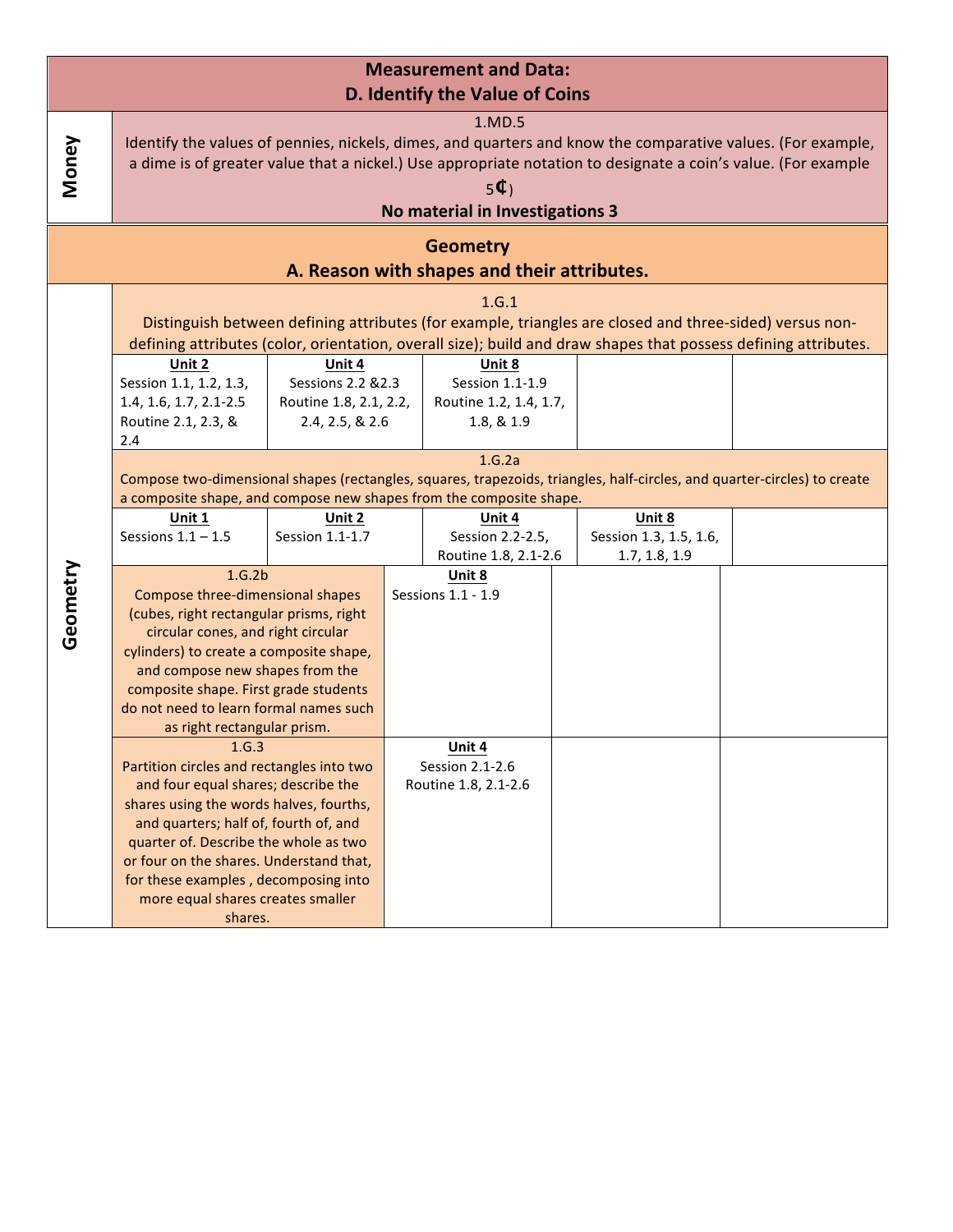## Measurement and Data:
## D. Identify the Value of Coins

**Money**

1.MD.5

Identify the values of pennies, nickels, dimes, and quarters and know the comparative values. (For example, a dime is of greater value that a nickel.) Use appropriate notation to designate a coin's value. (For example 5¢)

**No material in Investigations 3**

## Geometry
## A. Reason with shapes and their attributes.

**Geometry**

1.G.1

Distinguish between defining attributes (for example, triangles are closed and three-sided) versus non-defining attributes (color, orientation, overall size); build and draw shapes that possess defining attributes.

| **Unit 2** | **Unit 4** | **Unit 8** | | |
|---|---|---|---|---|
| Session 1.1, 1.2, 1.3, 1.4, 1.6, 1.7, 2.1-2.5 Routine 2.1, 2.3, & 2.4 | Sessions 2.2 &2.3 Routine 1.8, 2.1, 2.2, 2.4, 2.5, & 2.6 | Session 1.1-1.9 Routine 1.2, 1.4, 1.7, 1.8, & 1.9 | | |

1.G.2a

Compose two-dimensional shapes (rectangles, squares, trapezoids, triangles, half-circles, and quarter-circles) to create a composite shape, and compose new shapes from the composite shape.

| **Unit 1** | **Unit 2** | **Unit 4** | **Unit 8** | |
|---|---|---|---|---|
| Sessions 1.1 – 1.5 | Session 1.1-1.7 | Session 2.2-2.5, Routine 1.8, 2.1-2.6 | Session 1.3, 1.5, 1.6, 1.7, 1.8, 1.9 | |

| Standard | | | |
|---|---|---|---|
| 1.G.2b<br>Compose three-dimensional shapes (cubes, right rectangular prisms, right circular cones, and right circular cylinders) to create a composite shape, and compose new shapes from the composite shape. First grade students do not need to learn formal names such as right rectangular prism. | **Unit 8**<br>Sessions 1.1 - 1.9 | | |
| 1.G.3<br>Partition circles and rectangles into two and four equal shares; describe the shares using the words halves, fourths, and quarters; half of, fourth of, and quarter of. Describe the whole as two or four on the shares. Understand that, for these examples , decomposing into more equal shares creates smaller shares. | **Unit 4**<br>Session 2.1-2.6<br>Routine 1.8, 2.1-2.6 | | |